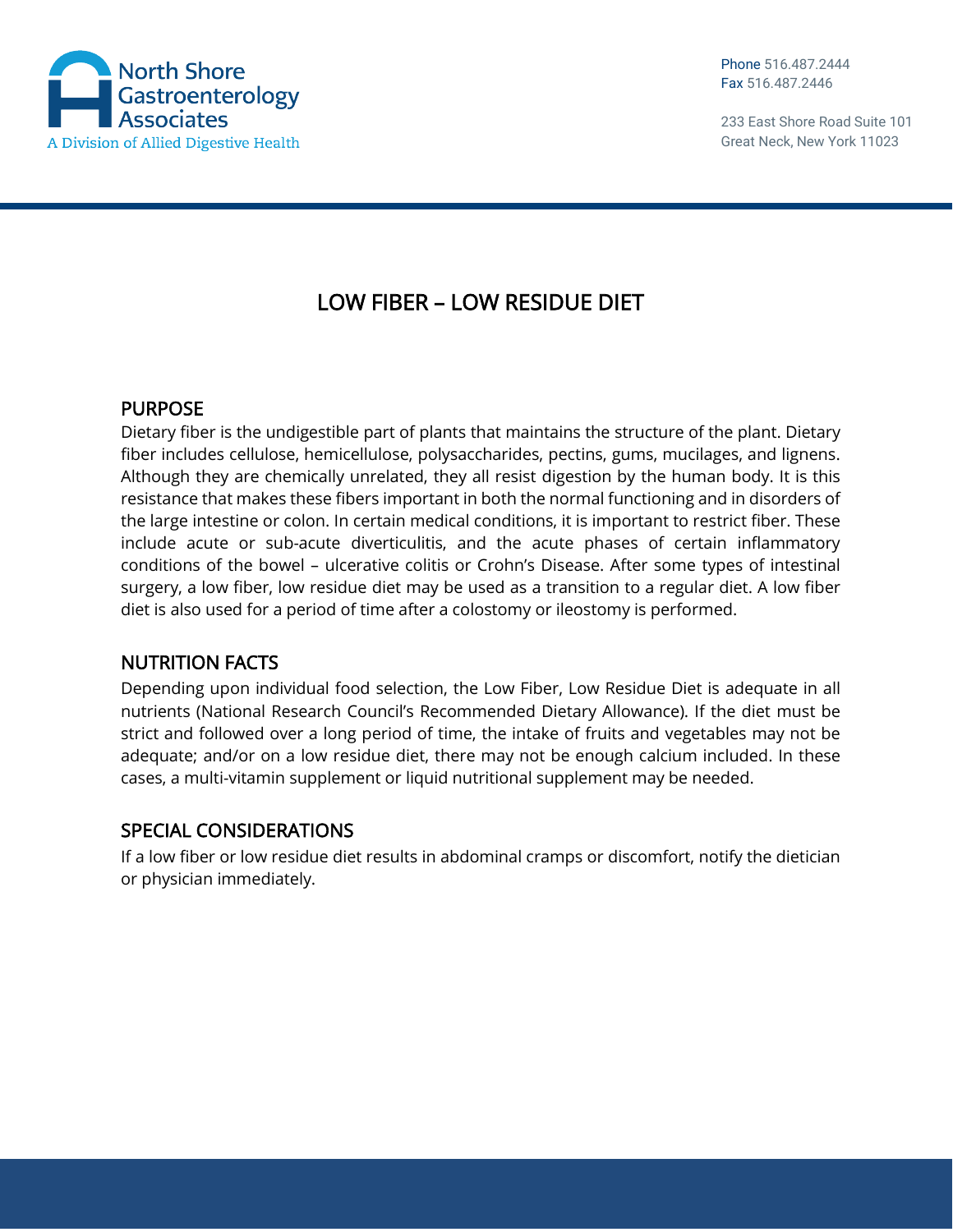North Shore Gastroenterology Associates
A Division of Allied Digestive Health

Phone 516.487.2444
Fax 516.487.2446

233 East Shore Road Suite 101
Great Neck, New York 11023

# LOW FIBER – LOW RESIDUE DIET

## PURPOSE

Dietary fiber is the undigestible part of plants that maintains the structure of the plant. Dietary fiber includes cellulose, hemicellulose, polysaccharides, pectins, gums, mucilages, and lignens. Although they are chemically unrelated, they all resist digestion by the human body. It is this resistance that makes these fibers important in both the normal functioning and in disorders of the large intestine or colon. In certain medical conditions, it is important to restrict fiber. These include acute or sub-acute diverticulitis, and the acute phases of certain inflammatory conditions of the bowel – ulcerative colitis or Crohn's Disease. After some types of intestinal surgery, a low fiber, low residue diet may be used as a transition to a regular diet. A low fiber diet is also used for a period of time after a colostomy or ileostomy is performed.

## NUTRITION FACTS

Depending upon individual food selection, the Low Fiber, Low Residue Diet is adequate in all nutrients (National Research Council's Recommended Dietary Allowance). If the diet must be strict and followed over a long period of time, the intake of fruits and vegetables may not be adequate; and/or on a low residue diet, there may not be enough calcium included. In these cases, a multi-vitamin supplement or liquid nutritional supplement may be needed.

## SPECIAL CONSIDERATIONS

If a low fiber or low residue diet results in abdominal cramps or discomfort, notify the dietician or physician immediately.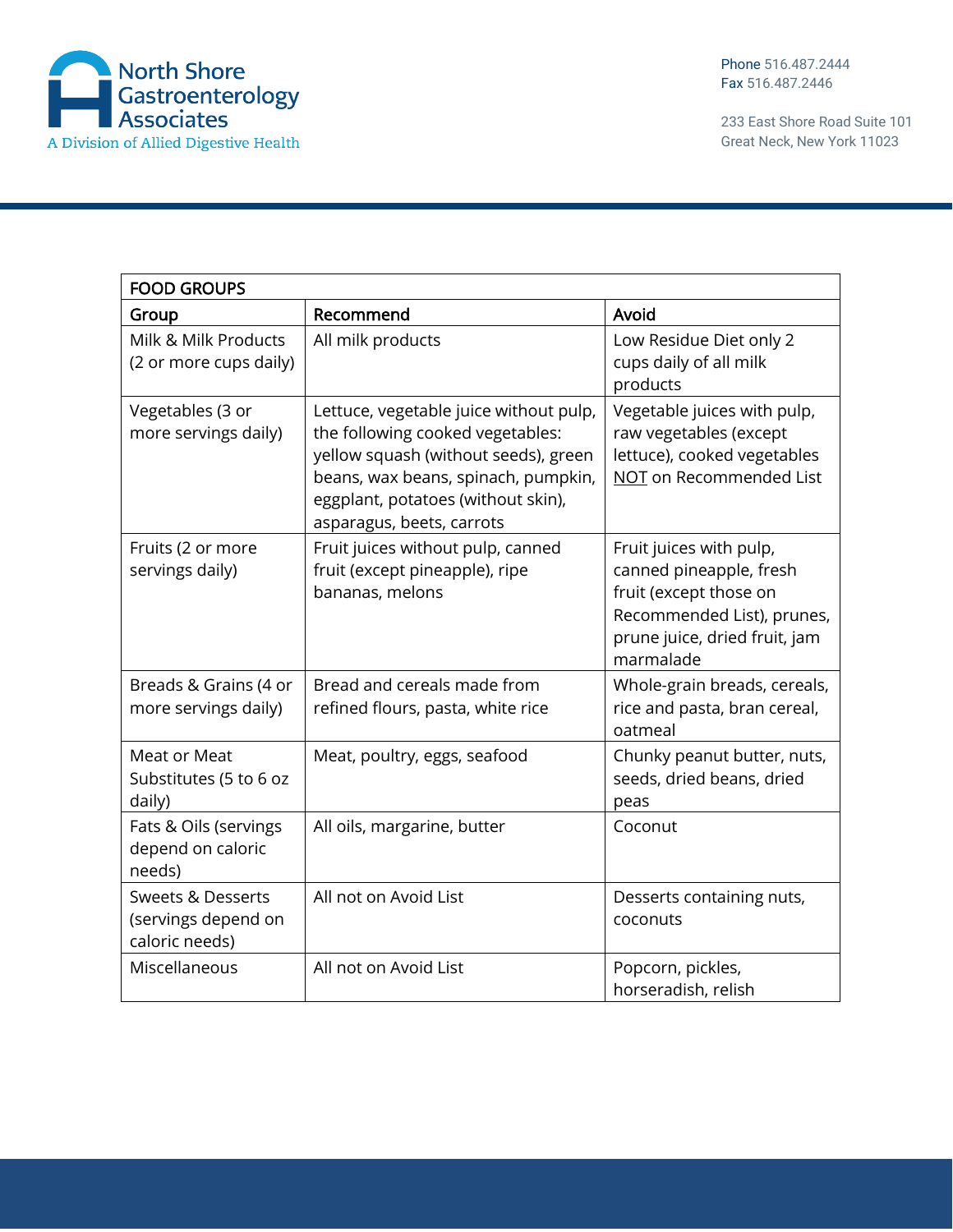| FOOD GROUPS | | |
|---|---|---|
| **Group** | **Recommend** | **Avoid** |
| Milk & Milk Products (2 or more cups daily) | All milk products | Low Residue Diet only 2 cups daily of all milk products |
| Vegetables (3 or more servings daily) | Lettuce, vegetable juice without pulp, the following cooked vegetables: yellow squash (without seeds), green beans, wax beans, spinach, pumpkin, eggplant, potatoes (without skin), asparagus, beets, carrots | Vegetable juices with pulp, raw vegetables (except lettuce), cooked vegetables NOT on Recommended List |
| Fruits (2 or more servings daily) | Fruit juices without pulp, canned fruit (except pineapple), ripe bananas, melons | Fruit juices with pulp, canned pineapple, fresh fruit (except those on Recommended List), prunes, prune juice, dried fruit, jam marmalade |
| Breads & Grains (4 or more servings daily) | Bread and cereals made from refined flours, pasta, white rice | Whole-grain breads, cereals, rice and pasta, bran cereal, oatmeal |
| Meat or Meat Substitutes (5 to 6 oz daily) | Meat, poultry, eggs, seafood | Chunky peanut butter, nuts, seeds, dried beans, dried peas |
| Fats & Oils (servings depend on caloric needs) | All oils, margarine, butter | Coconut |
| Sweets & Desserts (servings depend on caloric needs) | All not on Avoid List | Desserts containing nuts, coconuts |
| Miscellaneous | All not on Avoid List | Popcorn, pickles, horseradish, relish |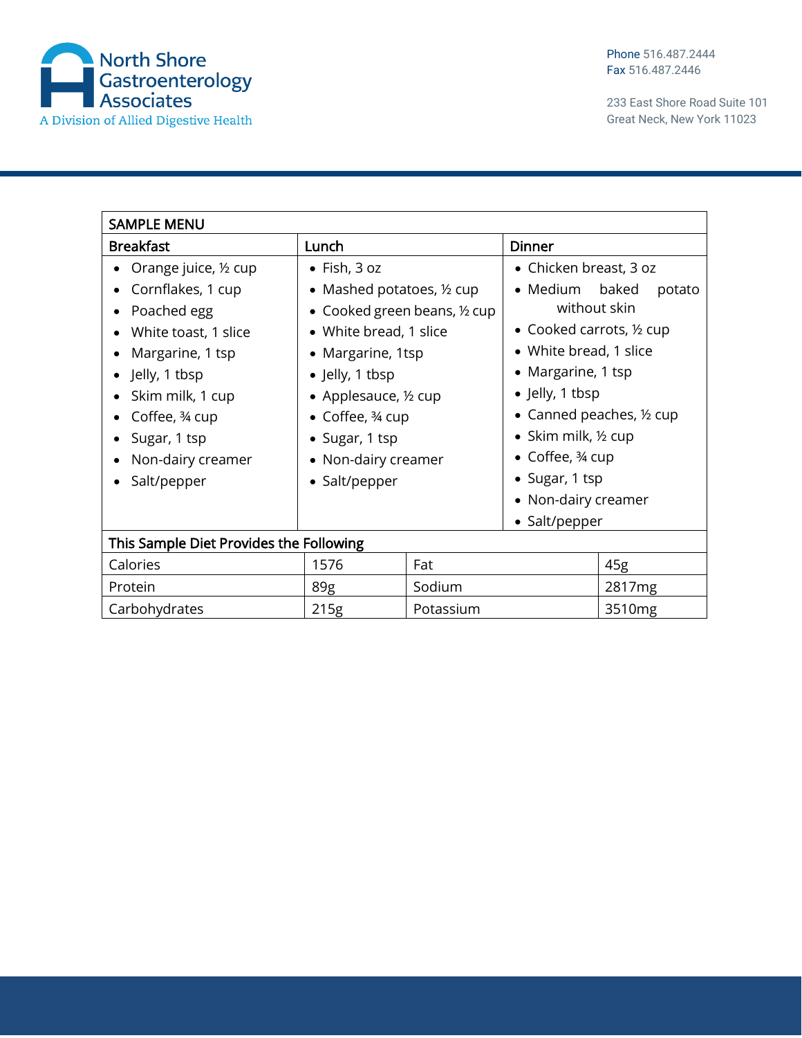| SAMPLE MENU | | |
|---|---|---|
| **Breakfast** | **Lunch** | **Dinner** |
| Orange juice, ½ cup | Fish, 3 oz | Chicken breast, 3 oz |
| Cornflakes, 1 cup | Mashed potatoes, ½ cup | Medium baked potato without skin |
| Poached egg | Cooked green beans, ½ cup | Cooked carrots, ½ cup |
| White toast, 1 slice | White bread, 1 slice | White bread, 1 slice |
| Margarine, 1 tsp | Margarine, 1tsp | Margarine, 1 tsp |
| Jelly, 1 tbsp | Jelly, 1 tbsp | Jelly, 1 tbsp |
| Skim milk, 1 cup | Applesauce, ½ cup | Canned peaches, ½ cup |
| Coffee, ¾ cup | Coffee, ¾ cup | Skim milk, ½ cup |
| Sugar, 1 tsp | Sugar, 1 tsp | Coffee, ¾ cup |
| Non-dairy creamer | Non-dairy creamer | Sugar, 1 tsp |
| Salt/pepper | Salt/pepper | Non-dairy creamer |
| | | Salt/pepper |

| This Sample Diet Provides the Following | | | |
|---|---|---|---|
| Calories | 1576 | Fat | 45g |
| Protein | 89g | Sodium | 2817mg |
| Carbohydrates | 215g | Potassium | 3510mg |